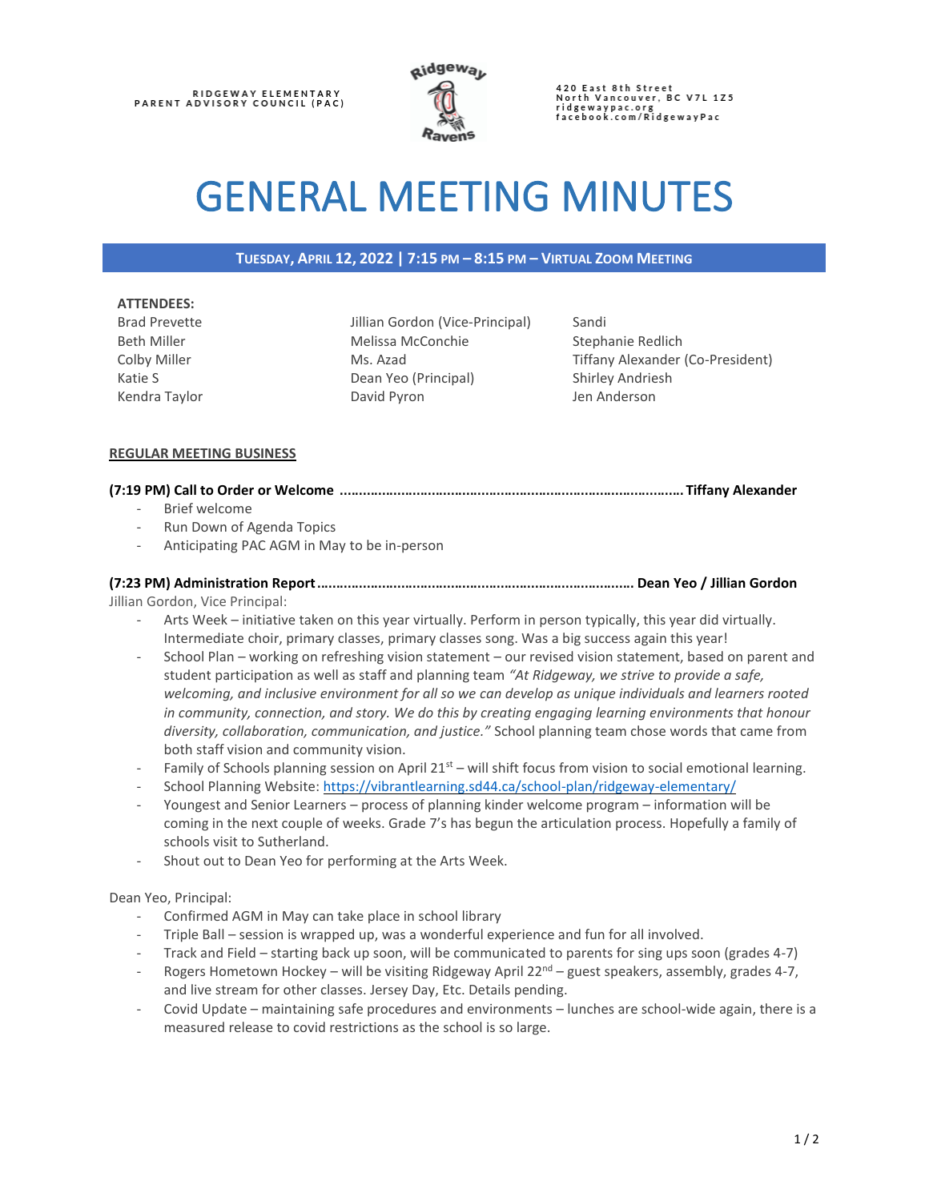RIDGEWAY ELEMENTARY
PARENT ADVISORY COUNCIL (PAC)

420 East 8th Street
North Vancouver, BC V7L 1Z5
ridgewaypac.org
facebook.com/RidgewayPac

# GENERAL MEETING MINUTES

**TUESDAY, APRIL 12, 2022 | 7:15 PM – 8:15 PM – VIRTUAL ZOOM MEETING**

**ATTENDEES:**

Brad Prevette
Beth Miller
Colby Miller
Katie S
Kendra Taylor
Jillian Gordon (Vice-Principal)
Melissa McConchie
Ms. Azad
Dean Yeo (Principal)
David Pyron
Sandi
Stephanie Redlich
Tiffany Alexander (Co-President)
Shirley Andriesh
Jen Anderson

## REGULAR MEETING BUSINESS

**(7:19 PM) Call to Order or Welcome ........................................................ Tiffany Alexander**

- Brief welcome
- Run Down of Agenda Topics
- Anticipating PAC AGM in May to be in-person

**(7:23 PM) Administration Report ........................................................ Dean Yeo / Jillian Gordon**

Jillian Gordon, Vice Principal:

- Arts Week – initiative taken on this year virtually. Perform in person typically, this year did virtually. Intermediate choir, primary classes, primary classes song. Was a big success again this year!
- School Plan – working on refreshing vision statement – our revised vision statement, based on parent and student participation as well as staff and planning team *"At Ridgeway, we strive to provide a safe, welcoming, and inclusive environment for all so we can develop as unique individuals and learners rooted in community, connection, and story. We do this by creating engaging learning environments that honour diversity, collaboration, communication, and justice."* School planning team chose words that came from both staff vision and community vision.
- Family of Schools planning session on April 21st – will shift focus from vision to social emotional learning.
- School Planning Website: https://vibrantlearning.sd44.ca/school-plan/ridgeway-elementary/
- Youngest and Senior Learners – process of planning kinder welcome program – information will be coming in the next couple of weeks. Grade 7's has begun the articulation process. Hopefully a family of schools visit to Sutherland.
- Shout out to Dean Yeo for performing at the Arts Week.

Dean Yeo, Principal:

- Confirmed AGM in May can take place in school library
- Triple Ball – session is wrapped up, was a wonderful experience and fun for all involved.
- Track and Field – starting back up soon, will be communicated to parents for sing ups soon (grades 4-7)
- Rogers Hometown Hockey – will be visiting Ridgeway April 22nd – guest speakers, assembly, grades 4-7, and live stream for other classes. Jersey Day, Etc. Details pending.
- Covid Update – maintaining safe procedures and environments – lunches are school-wide again, there is a measured release to covid restrictions as the school is so large.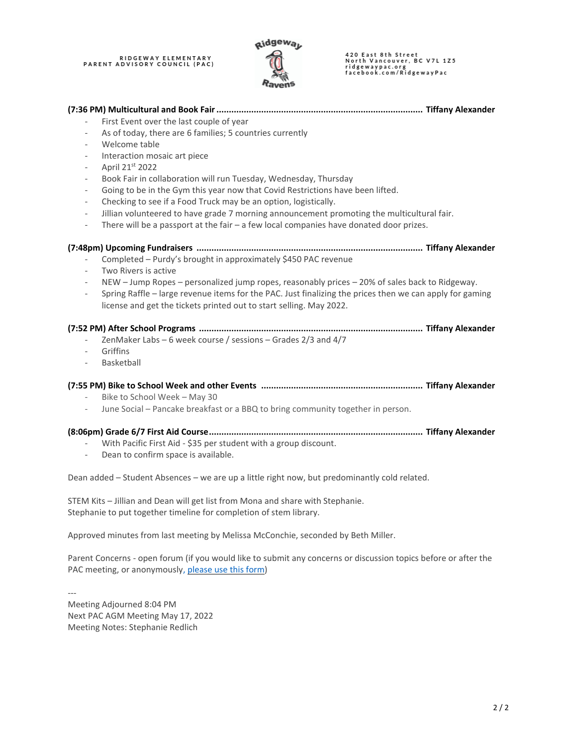RIDGEWAY ELEMENTARY
PARENT ADVISORY COUNCIL (PAC)

420 East 8th Street
North Vancouver, BC V7L 1Z5
ridgewaypac.org
facebook.com/RidgewayPac

**(7:36 PM) Multicultural and Book Fair ................................................................................. Tiffany Alexander**

- First Event over the last couple of year
- As of today, there are 6 families; 5 countries currently
- Welcome table
- Interaction mosaic art piece
- April 21st 2022
- Book Fair in collaboration will run Tuesday, Wednesday, Thursday
- Going to be in the Gym this year now that Covid Restrictions have been lifted.
- Checking to see if a Food Truck may be an option, logistically.
- Jillian volunteered to have grade 7 morning announcement promoting the multicultural fair.
- There will be a passport at the fair – a few local companies have donated door prizes.

**(7:48pm) Upcoming Fundraisers ......................................................................................... Tiffany Alexander**

- Completed – Purdy's brought in approximately $450 PAC revenue
- Two Rivers is active
- NEW – Jump Ropes – personalized jump ropes, reasonably prices – 20% of sales back to Ridgeway.
- Spring Raffle – large revenue items for the PAC. Just finalizing the prices then we can apply for gaming license and get the tickets printed out to start selling. May 2022.

**(7:52 PM) After School Programs ........................................................................................ Tiffany Alexander**

- ZenMaker Labs – 6 week course / sessions – Grades 2/3 and 4/7
- Griffins
- Basketball

**(7:55 PM) Bike to School Week and other Events ................................................................ Tiffany Alexander**

- Bike to School Week – May 30
- June Social – Pancake breakfast or a BBQ to bring community together in person.

**(8:06pm) Grade 6/7 First Aid Course.................................................................................... Tiffany Alexander**

- With Pacific First Aid - $35 per student with a group discount.
- Dean to confirm space is available.

Dean added – Student Absences – we are up a little right now, but predominantly cold related.

STEM Kits – Jillian and Dean will get list from Mona and share with Stephanie.
Stephanie to put together timeline for completion of stem library.

Approved minutes from last meeting by Melissa McConchie, seconded by Beth Miller.

Parent Concerns - open forum (if you would like to submit any concerns or discussion topics before or after the PAC meeting, or anonymously, please use this form)

---

Meeting Adjourned 8:04 PM
Next PAC AGM Meeting May 17, 2022
Meeting Notes: Stephanie Redlich